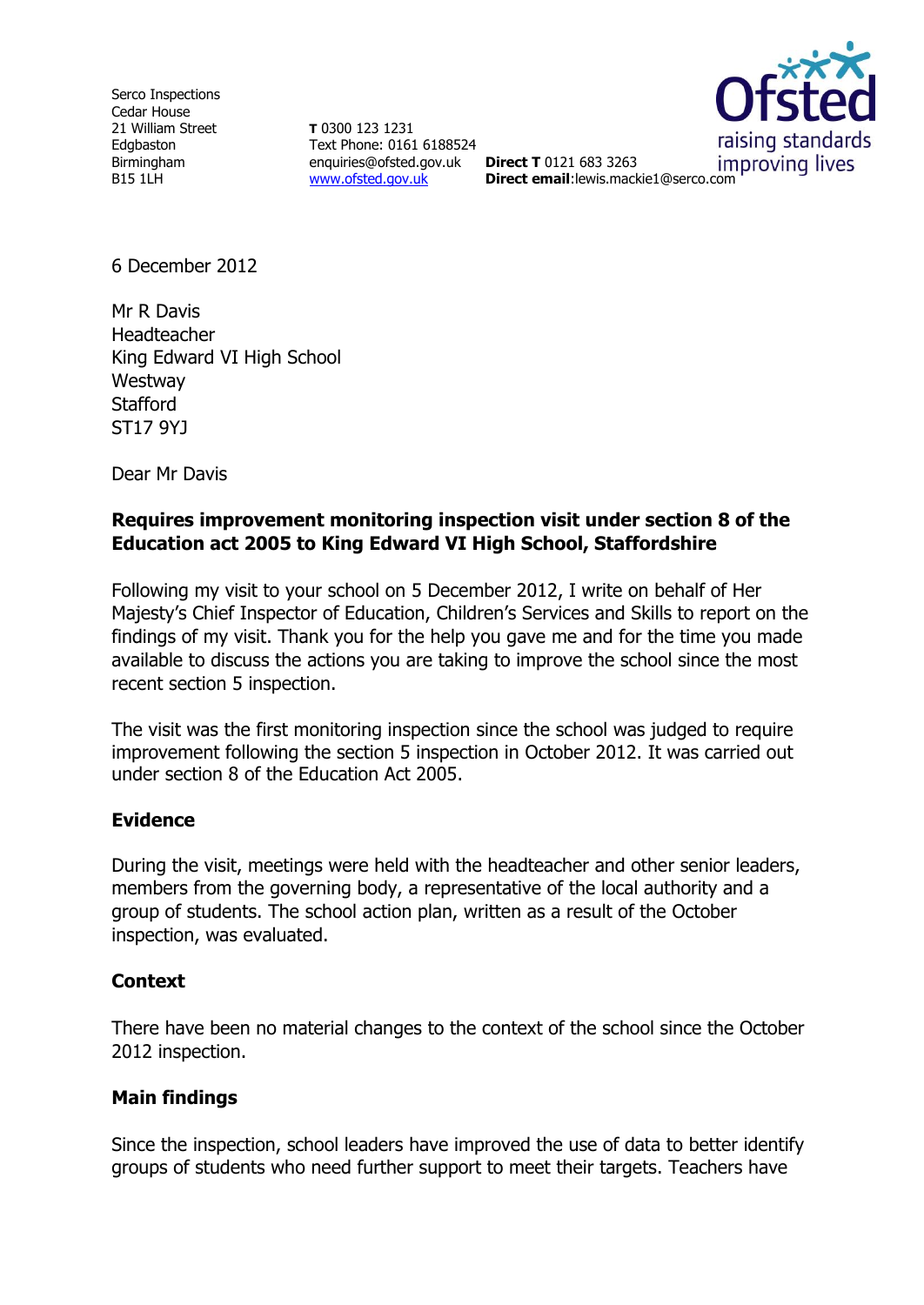Serco Inspections
Cedar House
21 William Street
Edgbaston
Birmingham
B15 1LH

**T** 0300 123 1231
Text Phone: 0161 6188524
enquiries@ofsted.gov.uk
www.ofsted.gov.uk

**Direct T** 0121 683 3263
**Direct email**:lewis.mackie1@serco.com

6 December 2012

Mr R Davis
Headteacher
King Edward VI High School
Westway
Stafford
ST17 9YJ

Dear Mr Davis

**Requires improvement monitoring inspection visit under section 8 of the Education act 2005 to King Edward VI High School, Staffordshire**

Following my visit to your school on 5 December 2012, I write on behalf of Her Majesty's Chief Inspector of Education, Children's Services and Skills to report on the findings of my visit. Thank you for the help you gave me and for the time you made available to discuss the actions you are taking to improve the school since the most recent section 5 inspection.

The visit was the first monitoring inspection since the school was judged to require improvement following the section 5 inspection in October 2012. It was carried out under section 8 of the Education Act 2005.

## Evidence

During the visit, meetings were held with the headteacher and other senior leaders, members from the governing body, a representative of the local authority and a group of students. The school action plan, written as a result of the October inspection, was evaluated.

## Context

There have been no material changes to the context of the school since the October 2012 inspection.

## Main findings

Since the inspection, school leaders have improved the use of data to better identify groups of students who need further support to meet their targets. Teachers have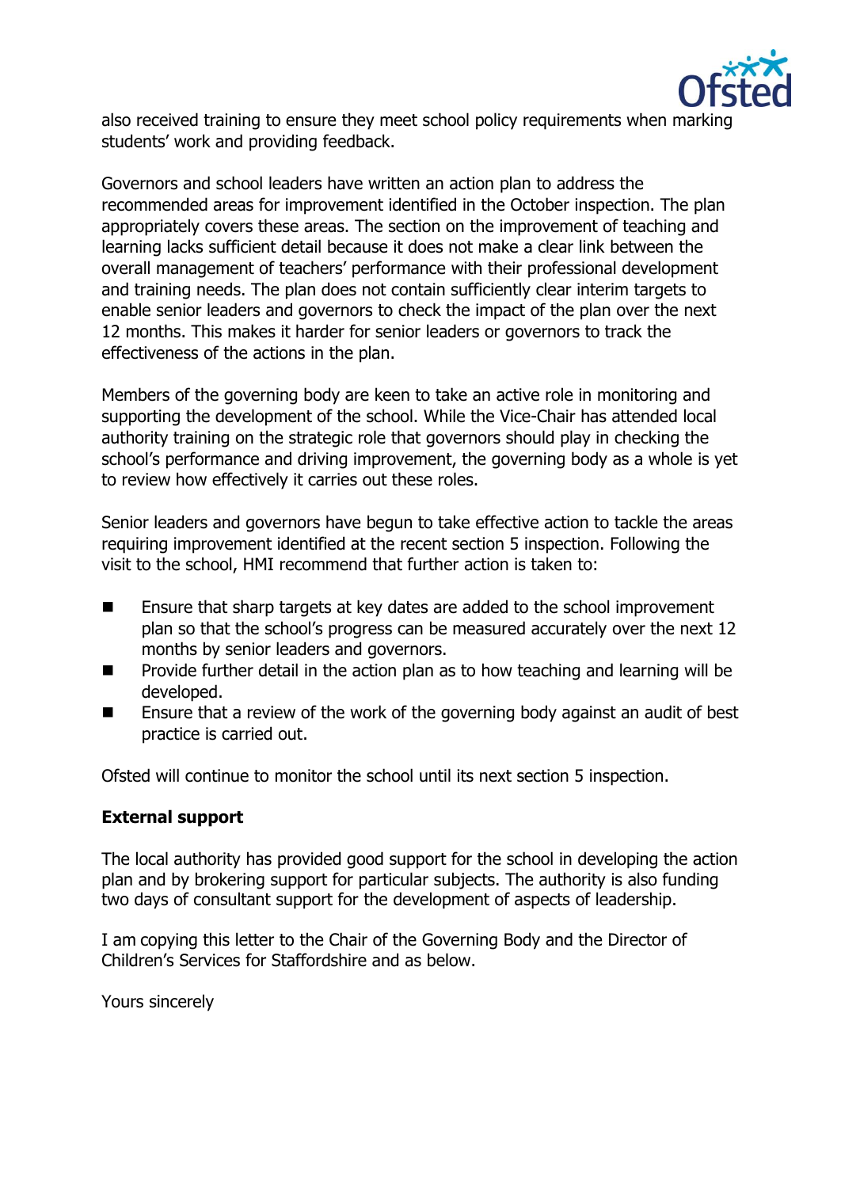also received training to ensure they meet school policy requirements when marking students' work and providing feedback.

Governors and school leaders have written an action plan to address the recommended areas for improvement identified in the October inspection. The plan appropriately covers these areas. The section on the improvement of teaching and learning lacks sufficient detail because it does not make a clear link between the overall management of teachers' performance with their professional development and training needs. The plan does not contain sufficiently clear interim targets to enable senior leaders and governors to check the impact of the plan over the next 12 months. This makes it harder for senior leaders or governors to track the effectiveness of the actions in the plan.

Members of the governing body are keen to take an active role in monitoring and supporting the development of the school. While the Vice-Chair has attended local authority training on the strategic role that governors should play in checking the school's performance and driving improvement, the governing body as a whole is yet to review how effectively it carries out these roles.

Senior leaders and governors have begun to take effective action to tackle the areas requiring improvement identified at the recent section 5 inspection. Following the visit to the school, HMI recommend that further action is taken to:

- Ensure that sharp targets at key dates are added to the school improvement plan so that the school's progress can be measured accurately over the next 12 months by senior leaders and governors.
- Provide further detail in the action plan as to how teaching and learning will be developed.
- Ensure that a review of the work of the governing body against an audit of best practice is carried out.

Ofsted will continue to monitor the school until its next section 5 inspection.

**External support**

The local authority has provided good support for the school in developing the action plan and by brokering support for particular subjects. The authority is also funding two days of consultant support for the development of aspects of leadership.

I am copying this letter to the Chair of the Governing Body and the Director of Children's Services for Staffordshire and as below.

Yours sincerely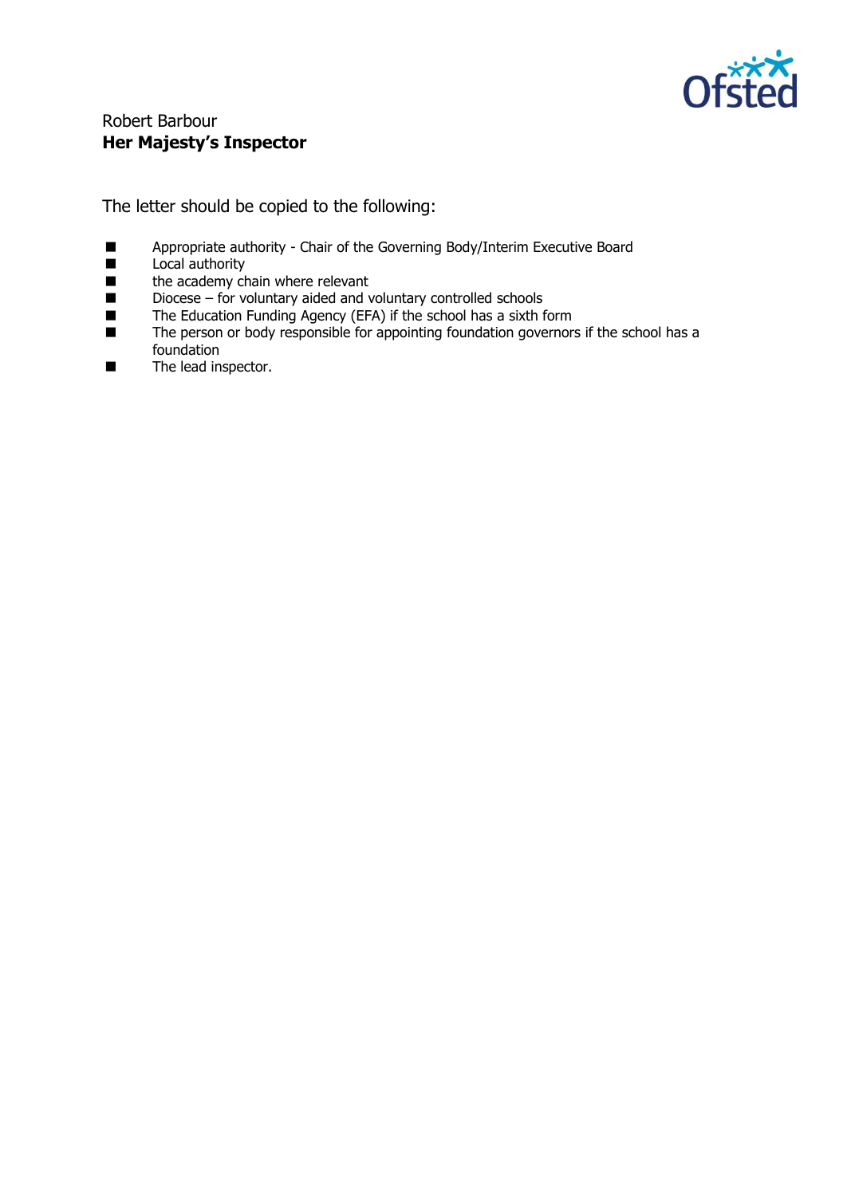Robert Barbour
**Her Majesty's Inspector**

The letter should be copied to the following:

- Appropriate authority - Chair of the Governing Body/Interim Executive Board
- Local authority
- the academy chain where relevant
- Diocese – for voluntary aided and voluntary controlled schools
- The Education Funding Agency (EFA) if the school has a sixth form
- The person or body responsible for appointing foundation governors if the school has a foundation
- The lead inspector.